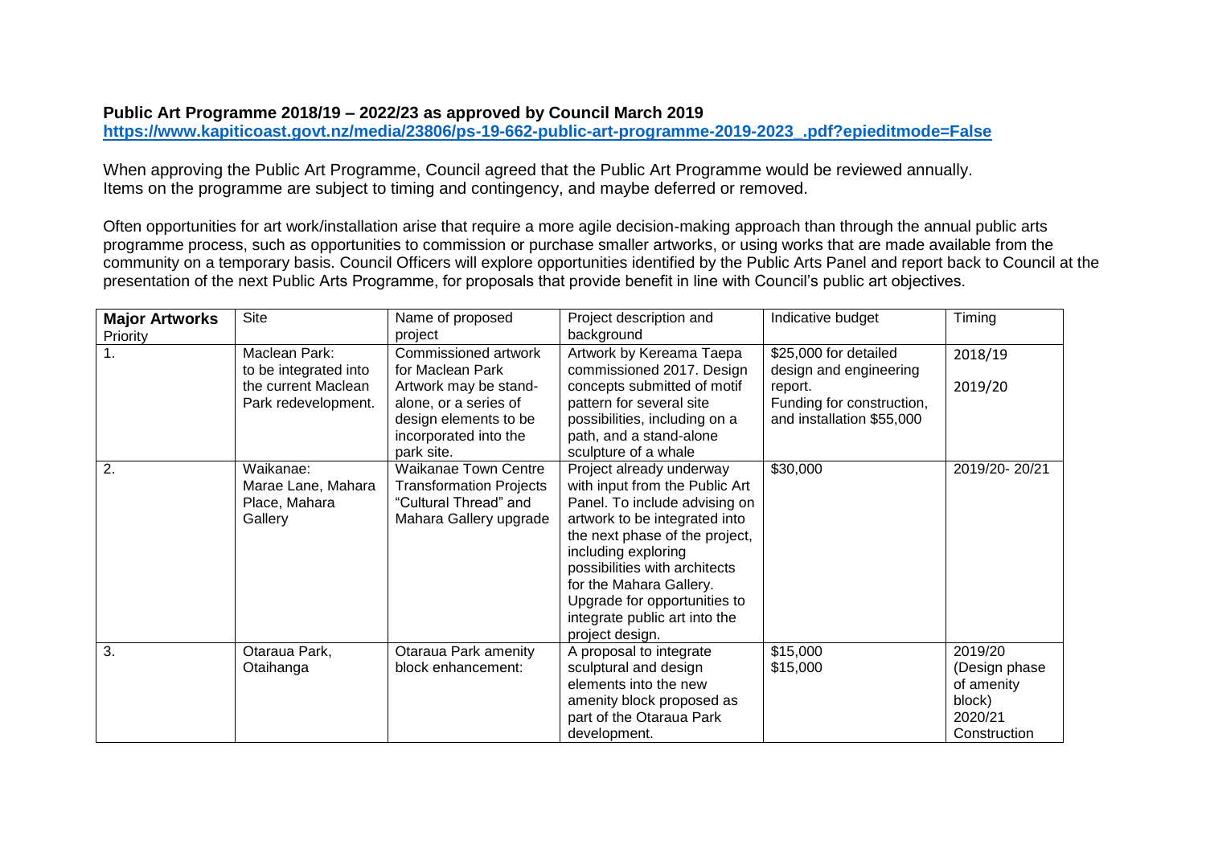**Public Art Programme 2018/19 – 2022/23 as approved by Council March 2019**
**https://www.kapiticoast.govt.nz/media/23806/ps-19-662-public-art-programme-2019-2023_.pdf?epieditmode=False**

When approving the Public Art Programme, Council agreed that the Public Art Programme would be reviewed annually.
Items on the programme are subject to timing and contingency, and maybe deferred or removed.

Often opportunities for art work/installation arise that require a more agile decision-making approach than through the annual public arts programme process, such as opportunities to commission or purchase smaller artworks, or using works that are made available from the community on a temporary basis. Council Officers will explore opportunities identified by the Public Arts Panel and report back to Council at the presentation of the next Public Arts Programme, for proposals that provide benefit in line with Council's public art objectives.

| **Major Artworks** Priority | Site | Name of proposed project | Project description and background | Indicative budget | Timing |
|---|---|---|---|---|---|
| 1. | Maclean Park: to be integrated into the current Maclean Park redevelopment. | Commissioned artwork for Maclean Park Artwork may be stand-alone, or a series of design elements to be incorporated into the park site. | Artwork by Kereama Taepa commissioned 2017. Design concepts submitted of motif pattern for several site possibilities, including on a path, and a stand-alone sculpture of a whale | $25,000 for detailed design and engineering report. Funding for construction, and installation $55,000 | 2018/19 2019/20 |
| 2. | Waikanae: Marae Lane, Mahara Place, Mahara Gallery | Waikanae Town Centre Transformation Projects "Cultural Thread" and Mahara Gallery upgrade | Project already underway with input from the Public Art Panel. To include advising on artwork to be integrated into the next phase of the project, including exploring possibilities with architects for the Mahara Gallery. Upgrade for opportunities to integrate public art into the project design. | $30,000 | 2019/20- 20/21 |
| 3. | Otaraua Park, Otaihanga | Otaraua Park amenity block enhancement: | A proposal to integrate sculptural and design elements into the new amenity block proposed as part of the Otaraua Park development. | $15,000 $15,000 | 2019/20 (Design phase of amenity block) 2020/21 Construction |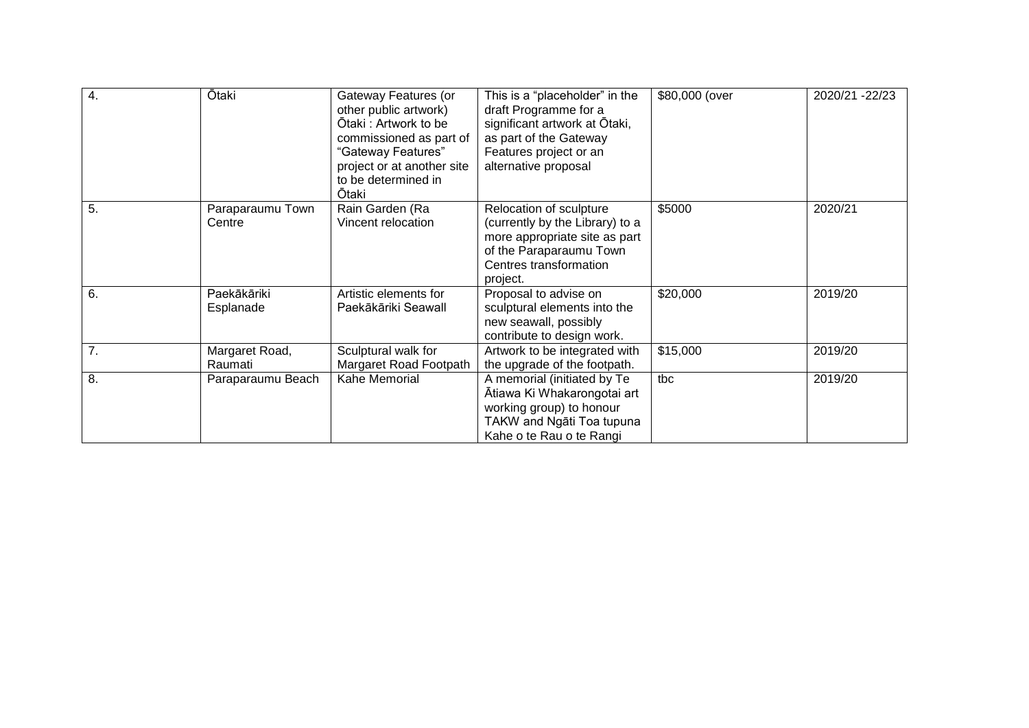| | | | | | |
|---|---|---|---|---|---|
| 4. | Ōtaki | Gateway Features (or other public artwork) Ōtaki : Artwork to be commissioned as part of "Gateway Features" project or at another site to be determined in Ōtaki | This is a "placeholder" in the draft Programme for a significant artwork at Ōtaki, as part of the Gateway Features project or an alternative proposal | $80,000 (over | 2020/21 -22/23 |
| 5. | Paraparaumu Town Centre | Rain Garden (Ra Vincent relocation | Relocation of sculpture (currently by the Library) to a more appropriate site as part of the Paraparaumu Town Centres transformation project. | $5000 | 2020/21 |
| 6. | Paekākāriki Esplanade | Artistic elements for Paekākāriki Seawall | Proposal to advise on sculptural elements into the new seawall, possibly contribute to design work. | $20,000 | 2019/20 |
| 7. | Margaret Road, Raumati | Sculptural walk for Margaret Road Footpath | Artwork to be integrated with the upgrade of the footpath. | $15,000 | 2019/20 |
| 8. | Paraparaumu Beach | Kahe Memorial | A memorial (initiated by Te Ātiawa Ki Whakarongotai art working group) to honour TAKW and Ngāti Toa tupuna Kahe o te Rau o te Rangi | tbc | 2019/20 |